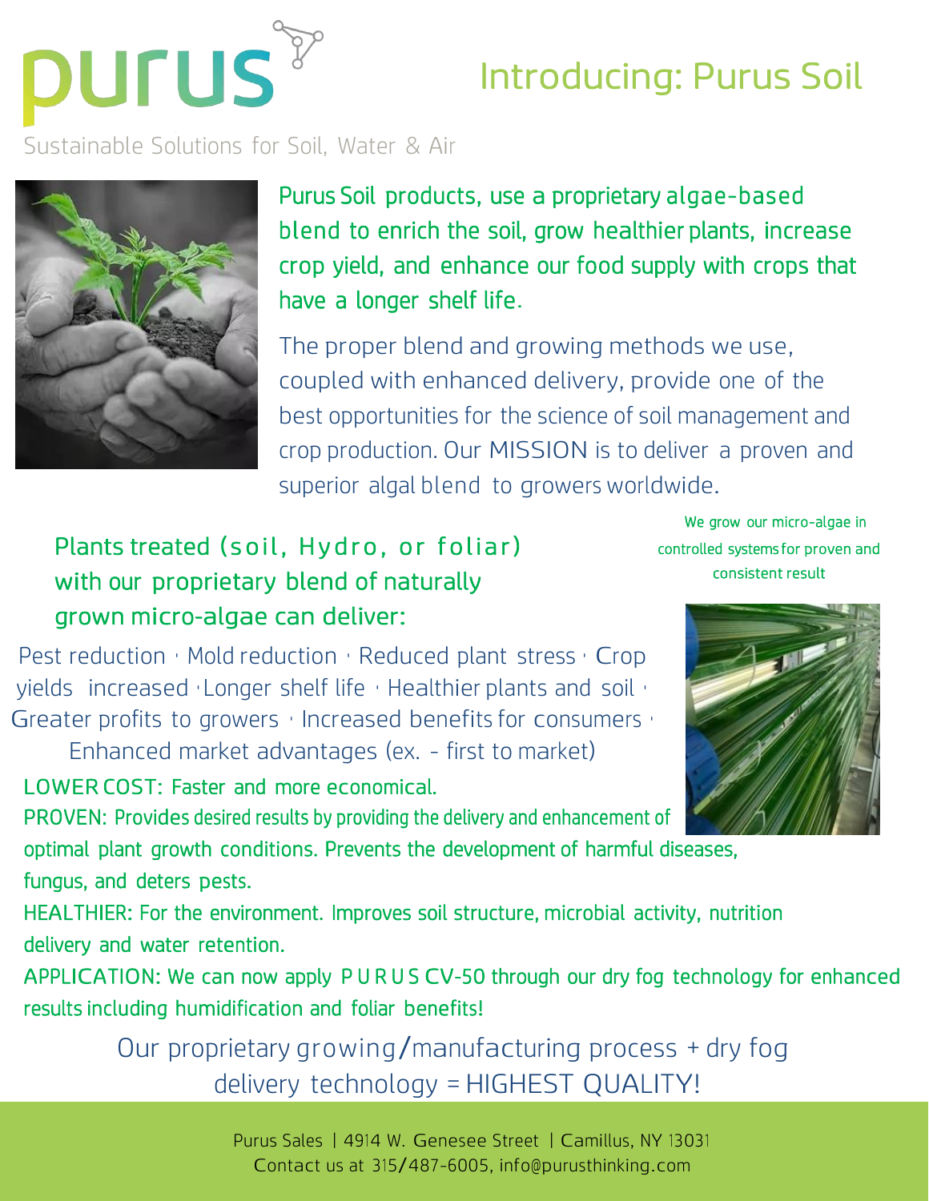# purus

Sustainable Solutions for Soil, Water & Air

## Introducing: Purus Soil

Purus Soil products, use a proprietary algae-based blend to enrich the soil, grow healthier plants, increase crop yield, and enhance our food supply with crops that have a longer shelf life.

The proper blend and growing methods we use, coupled with enhanced delivery, provide one of the best opportunities for the science of soil management and crop production. Our MISSION is to deliver a proven and superior algal blend to growers worldwide.

We grow our micro-algae in controlled systems for proven and consistent result

### Plants treated (soil, Hydro, or foliar) with our proprietary blend of naturally grown micro-algae can deliver:

Pest reduction · Mold reduction · Reduced plant stress · Crop yields increased · Longer shelf life · Healthier plants and soil · Greater profits to growers · Increased benefits for consumers · Enhanced market advantages (ex. - first to market)

LOWER COST: Faster and more economical.

PROVEN: Provides desired results by providing the delivery and enhancement of optimal plant growth conditions. Prevents the development of harmful diseases, fungus, and deters pests.

HEALTHIER: For the environment. Improves soil structure, microbial activity, nutrition delivery and water retention.

APPLICATION: We can now apply PURUS CV-50 through our dry fog technology for enhanced results including humidification and foliar benefits!

Our proprietary growing/manufacturing process + dry fog delivery technology = HIGHEST QUALITY!

Purus Sales | 4914 W. Genesee Street | Camillus, NY 13031
Contact us at 315/487-6005, info@purusthinking.com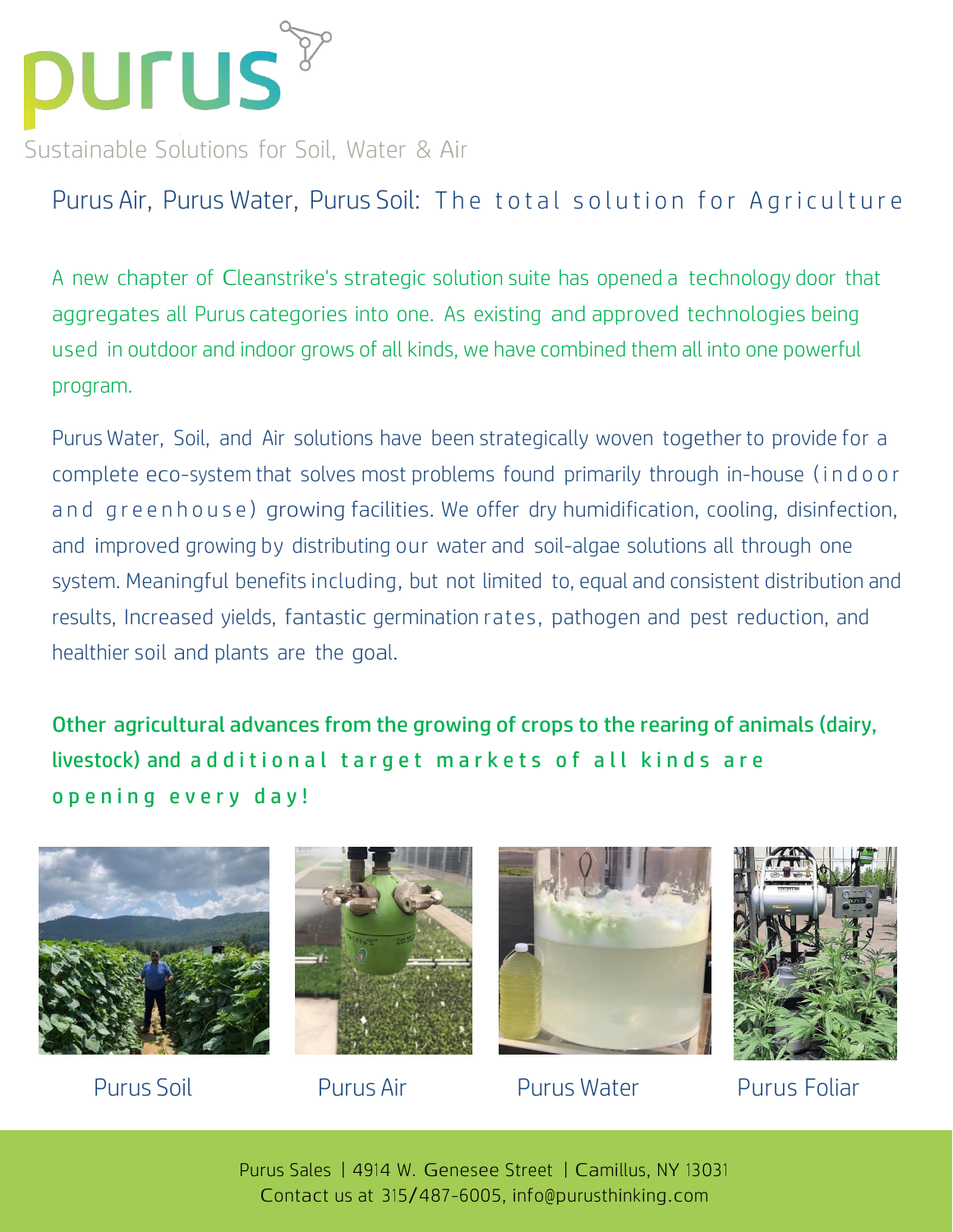# purus

Sustainable Solutions for Soil, Water & Air

## Purus Air, Purus Water, Purus Soil: The total solution for Agriculture

A new chapter of Cleanstrike's strategic solution suite has opened a technology door that aggregates all Purus categories into one. As existing and approved technologies being used in outdoor and indoor grows of all kinds, we have combined them all into one powerful program.

Purus Water, Soil, and Air solutions have been strategically woven together to provide for a complete eco-system that solves most problems found primarily through in-house (indoor and greenhouse) growing facilities. We offer dry humidification, cooling, disinfection, and improved growing by distributing our water and soil-algae solutions all through one system. Meaningful benefits including, but not limited to, equal and consistent distribution and results, Increased yields, fantastic germination rates, pathogen and pest reduction, and healthier soil and plants are the goal.

**Other agricultural advances from the growing of crops to the rearing of animals (dairy, livestock) and additional target markets of all kinds are opening every day!**

Purus Soil

Purus Air

Purus Water

Purus Foliar

Purus Sales | 4914 W. Genesee Street | Camillus, NY 13031
Contact us at 315/487-6005, info@purusthinking.com